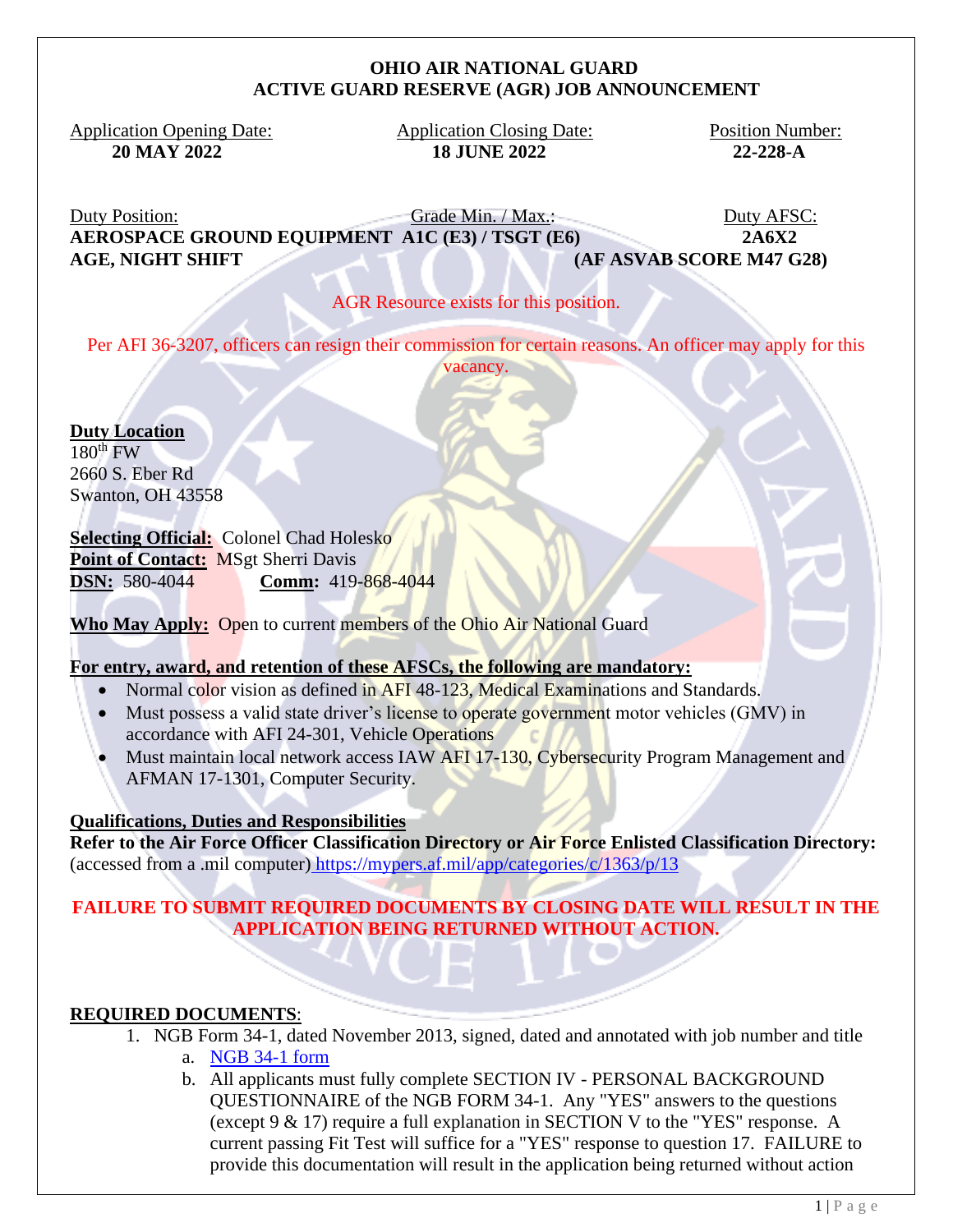# OHIO AIR NATIONAL GUARD
## ACTIVE GUARD RESERVE (AGR) JOB ANNOUNCEMENT

| Application Opening Date: | Application Closing Date: | Position Number: |
|---|---|---|
| **20 MAY 2022** | **18 JUNE 2022** | **22-228-A** |

| Duty Position: | Grade Min. / Max.: | Duty AFSC: |
|---|---|---|
| **AEROSPACE GROUND EQUIPMENT AGE, NIGHT SHIFT** | **A1C (E3) / TSGT (E6)** | **2A6X2 (AF ASVAB SCORE M47 G28)** |

AGR Resource exists for this position.

Per AFI 36-3207, officers can resign their commission for certain reasons. An officer may apply for this vacancy.

**Duty Location**
180th FW
2660 S. Eber Rd
Swanton, OH 43558

**Selecting Official:** Colonel Chad Holesko
**Point of Contact:** MSgt Sherri Davis
**DSN:** 580-4044 **Comm:** 419-868-4044

**Who May Apply:** Open to current members of the Ohio Air National Guard

**For entry, award, and retention of these AFSCs, the following are mandatory:**

- Normal color vision as defined in AFI 48-123, Medical Examinations and Standards.
- Must possess a valid state driver's license to operate government motor vehicles (GMV) in accordance with AFI 24-301, Vehicle Operations
- Must maintain local network access IAW AFI 17-130, Cybersecurity Program Management and AFMAN 17-1301, Computer Security.

**Qualifications, Duties and Responsibilities**
**Refer to the Air Force Officer Classification Directory or Air Force Enlisted Classification Directory:** (accessed from a .mil computer) https://mypers.af.mil/app/categories/c/1363/p/13

**FAILURE TO SUBMIT REQUIRED DOCUMENTS BY CLOSING DATE WILL RESULT IN THE APPLICATION BEING RETURNED WITHOUT ACTION.**

**REQUIRED DOCUMENTS**:

1. NGB Form 34-1, dated November 2013, signed, dated and annotated with job number and title
   a. NGB 34-1 form
   b. All applicants must fully complete SECTION IV - PERSONAL BACKGROUND QUESTIONNAIRE of the NGB FORM 34-1. Any "YES" answers to the questions (except 9 & 17) require a full explanation in SECTION V to the "YES" response. A current passing Fit Test will suffice for a "YES" response to question 17. FAILURE to provide this documentation will result in the application being returned without action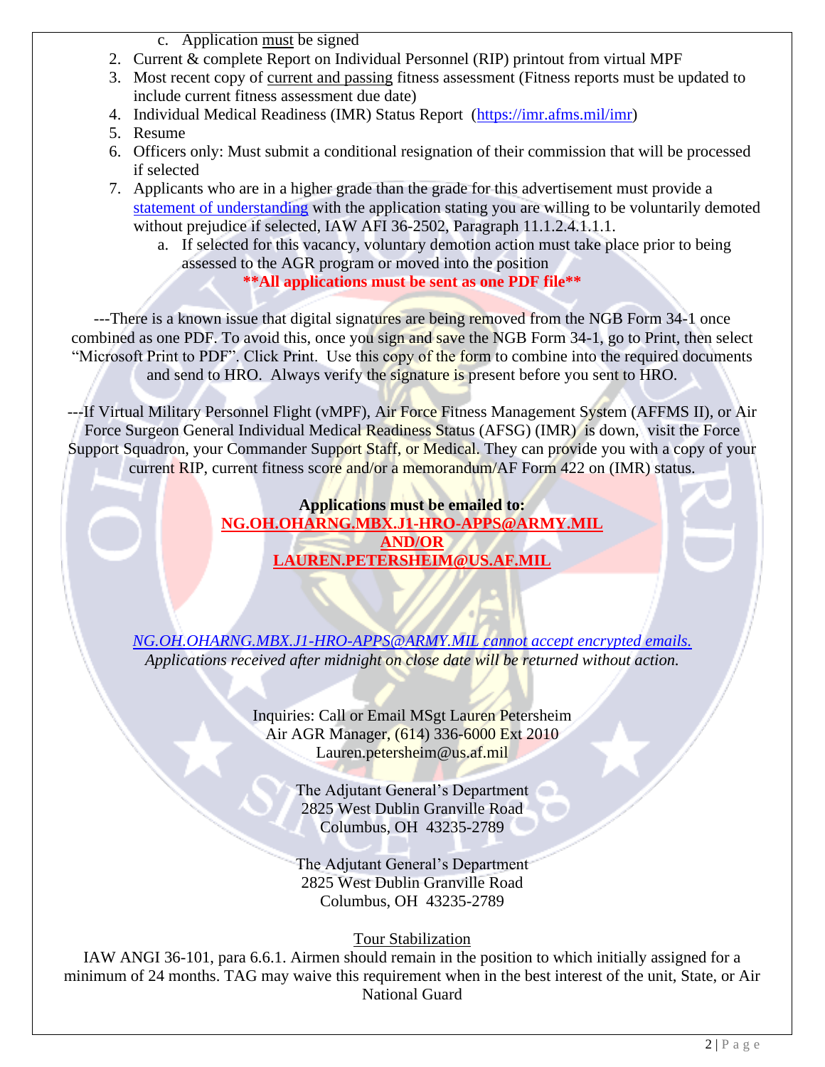c. Application <u>must</u> be signed

2. Current & complete Report on Individual Personnel (RIP) printout from virtual MPF
3. Most recent copy of <u>current and passing</u> fitness assessment (Fitness reports must be updated to include current fitness assessment due date)
4. Individual Medical Readiness (IMR) Status Report (https://imr.afms.mil/imr)
5. Resume
6. Officers only: Must submit a conditional resignation of their commission that will be processed if selected
7. Applicants who are in a higher grade than the grade for this advertisement must provide a statement of understanding with the application stating you are willing to be voluntarily demoted without prejudice if selected, IAW AFI 36-2502, Paragraph 11.1.2.4.1.1.1.
   a. If selected for this vacancy, voluntary demotion action must take place prior to being assessed to the AGR program or moved into the position

**\*\*All applications must be sent as one PDF file\*\***

---There is a known issue that digital signatures are being removed from the NGB Form 34-1 once combined as one PDF. To avoid this, once you sign and save the NGB Form 34-1, go to Print, then select "Microsoft Print to PDF". Click Print. Use this copy of the form to combine into the required documents and send to HRO. Always verify the signature is present before you sent to HRO.

---If Virtual Military Personnel Flight (vMPF), Air Force Fitness Management System (AFFMS II), or Air Force Surgeon General Individual Medical Readiness Status (AFSG) (IMR) is down, visit the Force Support Squadron, your Commander Support Staff, or Medical. They can provide you with a copy of your current RIP, current fitness score and/or a memorandum/AF Form 422 on (IMR) status.

**Applications must be emailed to:**
**NG.OH.OHARNG.MBX.J1-HRO-APPS@ARMY.MIL**
**AND/OR**
**LAUREN.PETERSHEIM@US.AF.MIL**

*NG.OH.OHARNG.MBX.J1-HRO-APPS@ARMY.MIL cannot accept encrypted emails.*
*Applications received after midnight on close date will be returned without action.*

Inquiries: Call or Email MSgt Lauren Petersheim
Air AGR Manager, (614) 336-6000 Ext 2010
Lauren.petersheim@us.af.mil

The Adjutant General's Department
2825 West Dublin Granville Road
Columbus, OH 43235-2789

The Adjutant General's Department
2825 West Dublin Granville Road
Columbus, OH 43235-2789

<u>Tour Stabilization</u>

IAW ANGI 36-101, para 6.6.1. Airmen should remain in the position to which initially assigned for a minimum of 24 months. TAG may waive this requirement when in the best interest of the unit, State, or Air National Guard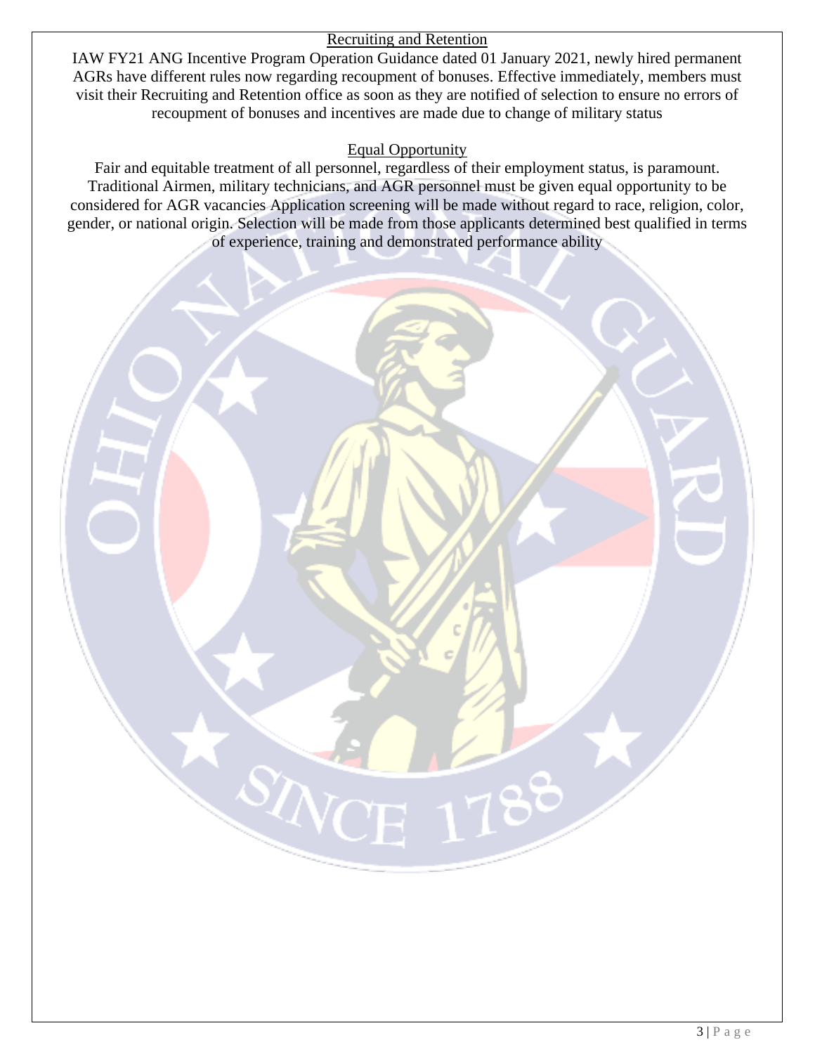## Recruiting and Retention

IAW FY21 ANG Incentive Program Operation Guidance dated 01 January 2021, newly hired permanent AGRs have different rules now regarding recoupment of bonuses. Effective immediately, members must visit their Recruiting and Retention office as soon as they are notified of selection to ensure no errors of recoupment of bonuses and incentives are made due to change of military status

## Equal Opportunity

Fair and equitable treatment of all personnel, regardless of their employment status, is paramount. Traditional Airmen, military technicians, and AGR personnel must be given equal opportunity to be considered for AGR vacancies Application screening will be made without regard to race, religion, color, gender, or national origin. Selection will be made from those applicants determined best qualified in terms of experience, training and demonstrated performance ability